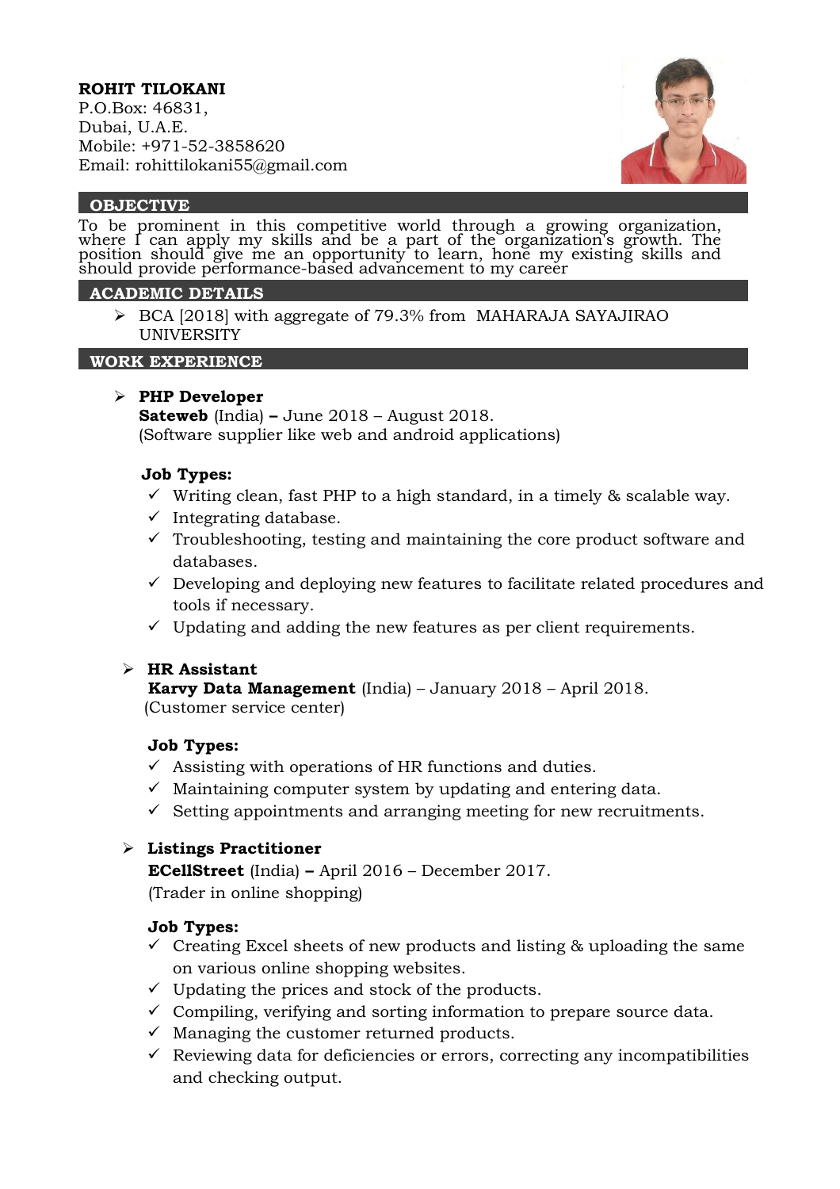# ROHIT TILOKANI

P.O.Box: 46831,
Dubai, U.A.E.
Mobile: +971-52-3858620
Email: rohittilokani55@gmail.com

## OBJECTIVE

To be prominent in this competitive world through a growing organization, where I can apply my skills and be a part of the organization's growth. The position should give me an opportunity to learn, hone my existing skills and should provide performance-based advancement to my career

## ACADEMIC DETAILS

- BCA [2018] with aggregate of 79.3% from MAHARAJA SAYAJIRAO UNIVERSITY

## WORK EXPERIENCE

- **PHP Developer**
  **Sateweb** (India) **–** June 2018 – August 2018.
  (Software supplier like web and android applications)

  **Job Types:**
  - ✓ Writing clean, fast PHP to a high standard, in a timely & scalable way.
  - ✓ Integrating database.
  - ✓ Troubleshooting, testing and maintaining the core product software and databases.
  - ✓ Developing and deploying new features to facilitate related procedures and tools if necessary.
  - ✓ Updating and adding the new features as per client requirements.

- **HR Assistant**
  **Karvy Data Management** (India) – January 2018 – April 2018.
  (Customer service center)

  **Job Types:**
  - ✓ Assisting with operations of HR functions and duties.
  - ✓ Maintaining computer system by updating and entering data.
  - ✓ Setting appointments and arranging meeting for new recruitments.

- **Listings Practitioner**
  **ECellStreet** (India) **–** April 2016 – December 2017.
  (Trader in online shopping)

  **Job Types:**
  - ✓ Creating Excel sheets of new products and listing & uploading the same on various online shopping websites.
  - ✓ Updating the prices and stock of the products.
  - ✓ Compiling, verifying and sorting information to prepare source data.
  - ✓ Managing the customer returned products.
  - ✓ Reviewing data for deficiencies or errors, correcting any incompatibilities and checking output.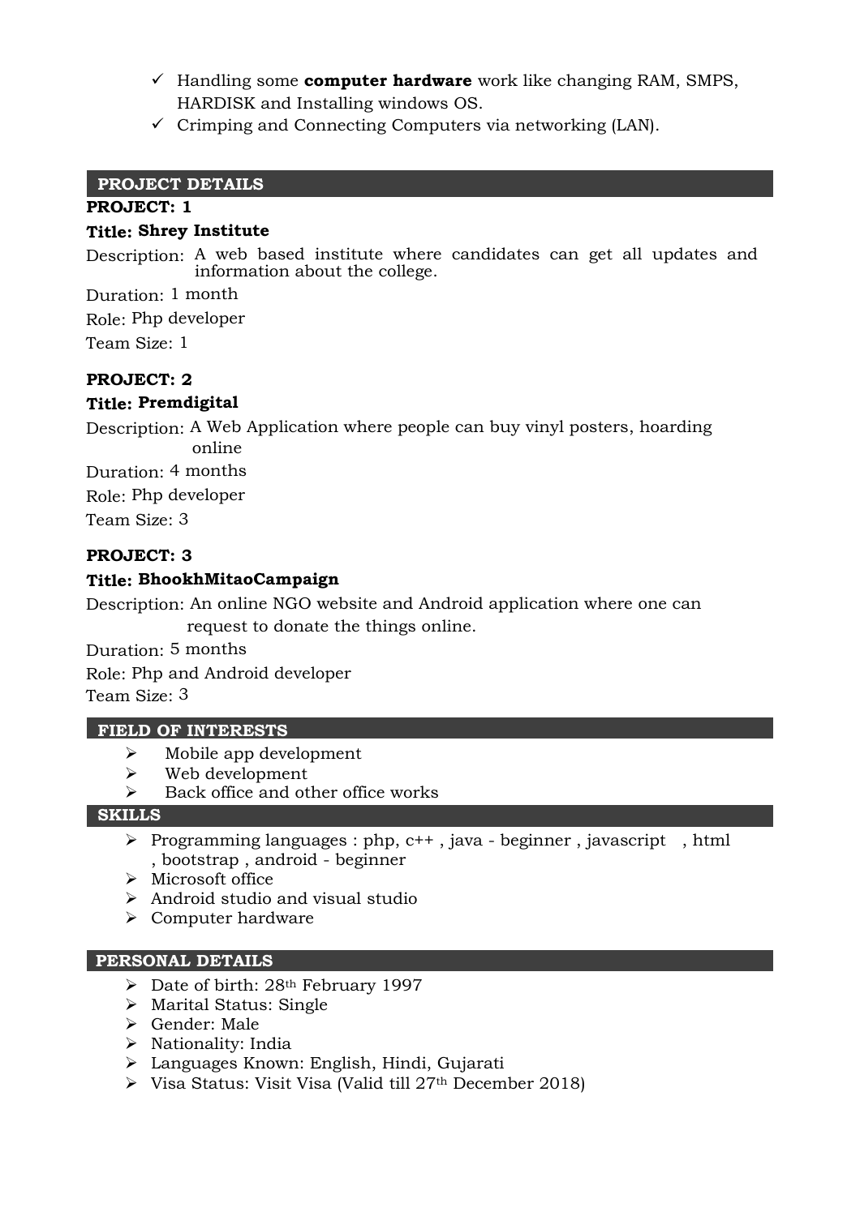- ✓ Handling some **computer hardware** work like changing RAM, SMPS, HARDISK and Installing windows OS.
- ✓ Crimping and Connecting Computers via networking (LAN).

## PROJECT DETAILS

**PROJECT: 1**

**Title: Shrey Institute**

Description: A web based institute where candidates can get all updates and information about the college.

Duration: 1 month

Role: Php developer

Team Size: 1

**PROJECT: 2**

**Title: Premdigital**

Description: A Web Application where people can buy vinyl posters, hoarding online

Duration: 4 months

Role: Php developer

Team Size: 3

**PROJECT: 3**

**Title: BhookhMitaoCampaign**

Description: An online NGO website and Android application where one can request to donate the things online.

Duration: 5 months

Role: Php and Android developer

Team Size: 3

## FIELD OF INTERESTS

- Mobile app development
- Web development
- Back office and other office works

## SKILLS

- Programming languages : php, c++ , java - beginner , javascript , html , bootstrap , android - beginner
- Microsoft office
- Android studio and visual studio
- Computer hardware

## PERSONAL DETAILS

- Date of birth: 28th February 1997
- Marital Status: Single
- Gender: Male
- Nationality: India
- Languages Known: English, Hindi, Gujarati
- Visa Status: Visit Visa (Valid till 27th December 2018)